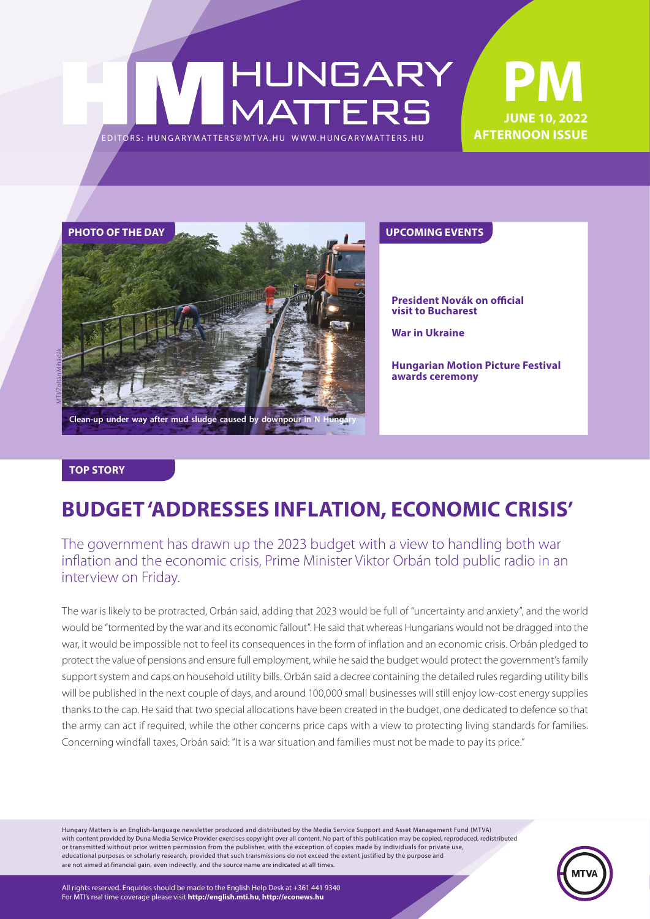# HUNGARY MATTERS

EDITORS: HUNGARYMATTERS@MTVA.HU WWW.HUNGARYMATTERS.HU

**PM**
**JUNE 10, 2022**
**AFTERNOON ISSUE**

## PHOTO OF THE DAY

MTI/Zoltán Mihádák

Clean-up under way after mud sludge caused by downpour in N Hungary

## UPCOMING EVENTS

**President Novák on official visit to Bucharest**

**War in Ukraine**

**Hungarian Motion Picture Festival awards ceremony**

## TOP STORY

# BUDGET 'ADDRESSES INFLATION, ECONOMIC CRISIS'

The government has drawn up the 2023 budget with a view to handling both war inflation and the economic crisis, Prime Minister Viktor Orbán told public radio in an interview on Friday.

The war is likely to be protracted, Orbán said, adding that 2023 would be full of "uncertainty and anxiety", and the world would be "tormented by the war and its economic fallout". He said that whereas Hungarians would not be dragged into the war, it would be impossible not to feel its consequences in the form of inflation and an economic crisis. Orbán pledged to protect the value of pensions and ensure full employment, while he said the budget would protect the government's family support system and caps on household utility bills. Orbán said a decree containing the detailed rules regarding utility bills will be published in the next couple of days, and around 100,000 small businesses will still enjoy low-cost energy supplies thanks to the cap. He said that two special allocations have been created in the budget, one dedicated to defence so that the army can act if required, while the other concerns price caps with a view to protecting living standards for families. Concerning windfall taxes, Orbán said: "It is a war situation and families must not be made to pay its price."

Hungary Matters is an English-language newsletter produced and distributed by the Media Service Support and Asset Management Fund (MTVA) with content provided by Duna Media Service Provider exercises copyright over all content. No part of this publication may be copied, reproduced, redistributed or transmitted without prior written permission from the publisher, with the exception of copies made by individuals for private use, educational purposes or scholarly research, provided that such transmissions do not exceed the extent justified by the purpose and are not aimed at financial gain, even indirectly, and the source name are indicated at all times.

All rights reserved. Enquiries should be made to the English Help Desk at +361 441 9340
For MTI's real time coverage please visit **http://english.mti.hu**, **http://econews.hu**

MTVA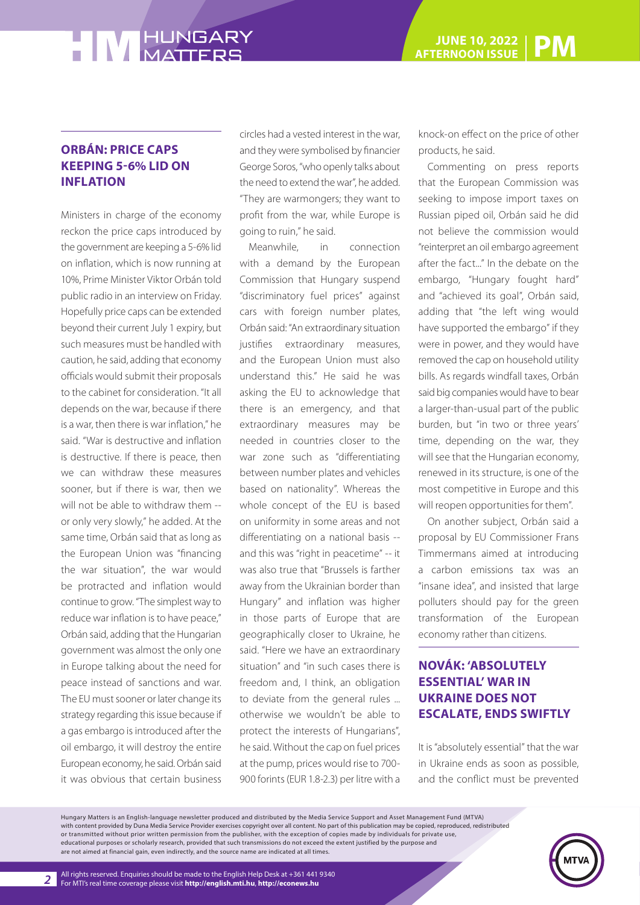## ORBÁN: PRICE CAPS KEEPING 5-6% LID ON INFLATION

Ministers in charge of the economy reckon the price caps introduced by the government are keeping a 5-6% lid on inflation, which is now running at 10%, Prime Minister Viktor Orbán told public radio in an interview on Friday. Hopefully price caps can be extended beyond their current July 1 expiry, but such measures must be handled with caution, he said, adding that economy officials would submit their proposals to the cabinet for consideration. "It all depends on the war, because if there is a war, then there is war inflation," he said. "War is destructive and inflation is destructive. If there is peace, then we can withdraw these measures sooner, but if there is war, then we will not be able to withdraw them -- or only very slowly," he added. At the same time, Orbán said that as long as the European Union was "financing the war situation", the war would be protracted and inflation would continue to grow. "The simplest way to reduce war inflation is to have peace," Orbán said, adding that the Hungarian government was almost the only one in Europe talking about the need for peace instead of sanctions and war. The EU must sooner or later change its strategy regarding this issue because if a gas embargo is introduced after the oil embargo, it will destroy the entire European economy, he said. Orbán said it was obvious that certain business circles had a vested interest in the war, and they were symbolised by financier George Soros, "who openly talks about the need to extend the war", he added. "They are warmongers; they want to profit from the war, while Europe is going to ruin," he said.

Meanwhile, in connection with a demand by the European Commission that Hungary suspend "discriminatory fuel prices" against cars with foreign number plates, Orbán said: "An extraordinary situation justifies extraordinary measures, and the European Union must also understand this." He said he was asking the EU to acknowledge that there is an emergency, and that extraordinary measures may be needed in countries closer to the war zone such as "differentiating between number plates and vehicles based on nationality". Whereas the whole concept of the EU is based on uniformity in some areas and not differentiating on a national basis -- and this was "right in peacetime" -- it was also true that "Brussels is farther away from the Ukrainian border than Hungary" and inflation was higher in those parts of Europe that are geographically closer to Ukraine, he said. "Here we have an extraordinary situation" and "in such cases there is freedom and, I think, an obligation to deviate from the general rules ... otherwise we wouldn't be able to protect the interests of Hungarians", he said. Without the cap on fuel prices at the pump, prices would rise to 700-900 forints (EUR 1.8-2.3) per litre with a knock-on effect on the price of other products, he said.

Commenting on press reports that the European Commission was seeking to impose import taxes on Russian piped oil, Orbán said he did not believe the commission would "reinterpret an oil embargo agreement after the fact..." In the debate on the embargo, "Hungary fought hard" and "achieved its goal", Orbán said, adding that "the left wing would have supported the embargo" if they were in power, and they would have removed the cap on household utility bills. As regards windfall taxes, Orbán said big companies would have to bear a larger-than-usual part of the public burden, but "in two or three years' time, depending on the war, they will see that the Hungarian economy, renewed in its structure, is one of the most competitive in Europe and this will reopen opportunities for them".

On another subject, Orbán said a proposal by EU Commissioner Frans Timmermans aimed at introducing a carbon emissions tax was an "insane idea", and insisted that large polluters should pay for the green transformation of the European economy rather than citizens.

## NOVÁK: 'ABSOLUTELY ESSENTIAL' WAR IN UKRAINE DOES NOT ESCALATE, ENDS SWIFTLY

It is "absolutely essential" that the war in Ukraine ends as soon as possible, and the conflict must be prevented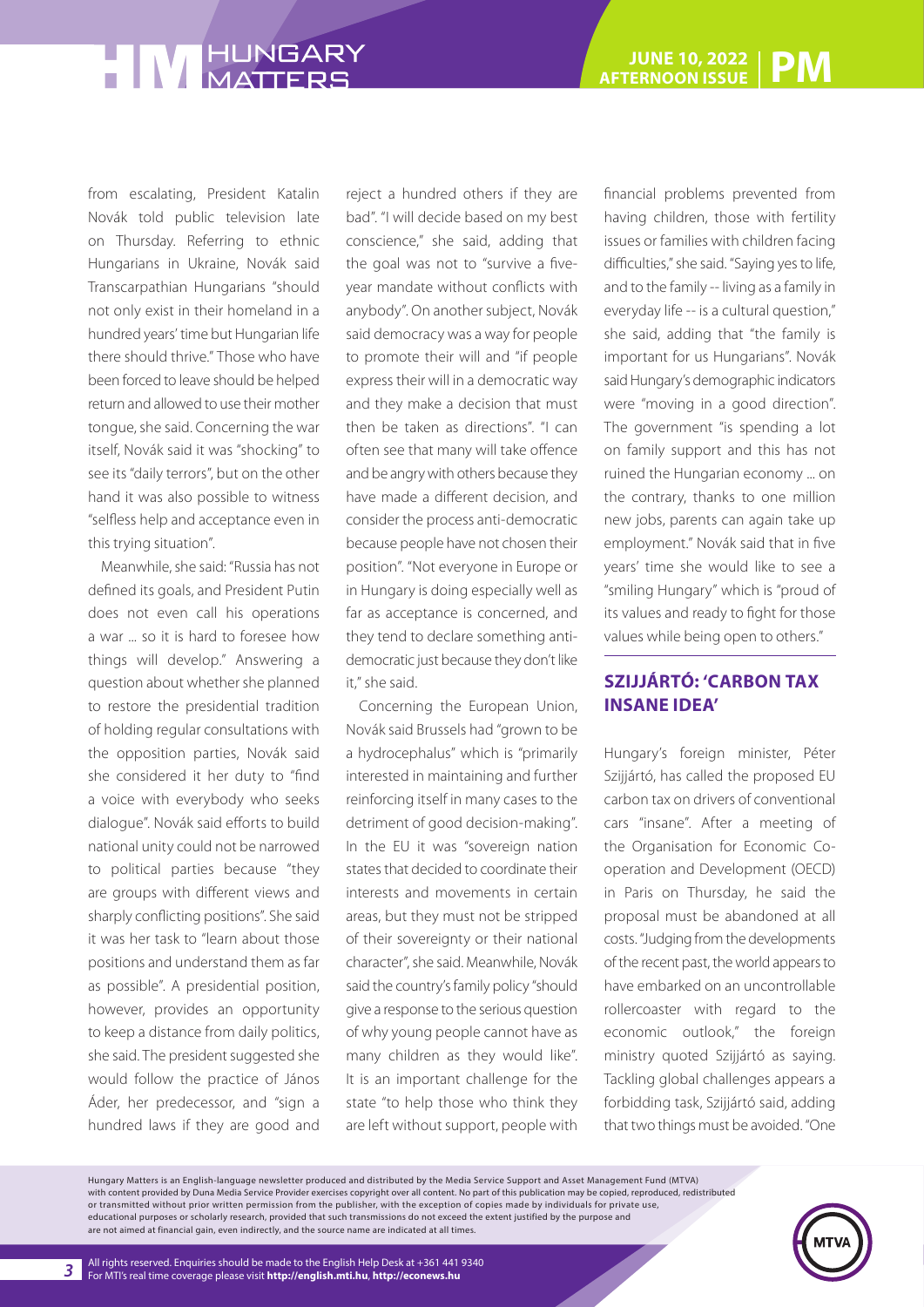from escalating, President Katalin Novák told public television late on Thursday. Referring to ethnic Hungarians in Ukraine, Novák said Transcarpathian Hungarians "should not only exist in their homeland in a hundred years' time but Hungarian life there should thrive." Those who have been forced to leave should be helped return and allowed to use their mother tongue, she said. Concerning the war itself, Novák said it was "shocking" to see its "daily terrors", but on the other hand it was also possible to witness "selfless help and acceptance even in this trying situation".

Meanwhile, she said: "Russia has not defined its goals, and President Putin does not even call his operations a war ... so it is hard to foresee how things will develop." Answering a question about whether she planned to restore the presidential tradition of holding regular consultations with the opposition parties, Novák said she considered it her duty to "find a voice with everybody who seeks dialogue". Novák said efforts to build national unity could not be narrowed to political parties because "they are groups with different views and sharply conflicting positions". She said it was her task to "learn about those positions and understand them as far as possible". A presidential position, however, provides an opportunity to keep a distance from daily politics, she said. The president suggested she would follow the practice of János Áder, her predecessor, and "sign a hundred laws if they are good and reject a hundred others if they are bad". "I will decide based on my best conscience," she said, adding that the goal was not to "survive a five-year mandate without conflicts with anybody". On another subject, Novák said democracy was a way for people to promote their will and "if people express their will in a democratic way and they make a decision that must then be taken as directions". "I can often see that many will take offence and be angry with others because they have made a different decision, and consider the process anti-democratic because people have not chosen their position". "Not everyone in Europe or in Hungary is doing especially well as far as acceptance is concerned, and they tend to declare something anti-democratic just because they don't like it," she said.

Concerning the European Union, Novák said Brussels had "grown to be a hydrocephalus" which is "primarily interested in maintaining and further reinforcing itself in many cases to the detriment of good decision-making". In the EU it was "sovereign nation states that decided to coordinate their interests and movements in certain areas, but they must not be stripped of their sovereignty or their national character", she said. Meanwhile, Novák said the country's family policy "should give a response to the serious question of why young people cannot have as many children as they would like". It is an important challenge for the state "to help those who think they are left without support, people with financial problems prevented from having children, those with fertility issues or families with children facing difficulties," she said. "Saying yes to life, and to the family -- living as a family in everyday life -- is a cultural question," she said, adding that "the family is important for us Hungarians". Novák said Hungary's demographic indicators were "moving in a good direction". The government "is spending a lot on family support and this has not ruined the Hungarian economy ... on the contrary, thanks to one million new jobs, parents can again take up employment." Novák said that in five years' time she would like to see a "smiling Hungary" which is "proud of its values and ready to fight for those values while being open to others."

## SZIJJÁRTÓ: 'CARBON TAX INSANE IDEA'

Hungary's foreign minister, Péter Szijjártó, has called the proposed EU carbon tax on drivers of conventional cars "insane". After a meeting of the Organisation for Economic Co-operation and Development (OECD) in Paris on Thursday, he said the proposal must be abandoned at all costs. "Judging from the developments of the recent past, the world appears to have embarked on an uncontrollable rollercoaster with regard to the economic outlook," the foreign ministry quoted Szijjártó as saying. Tackling global challenges appears a forbidding task, Szijjártó said, adding that two things must be avoided. "One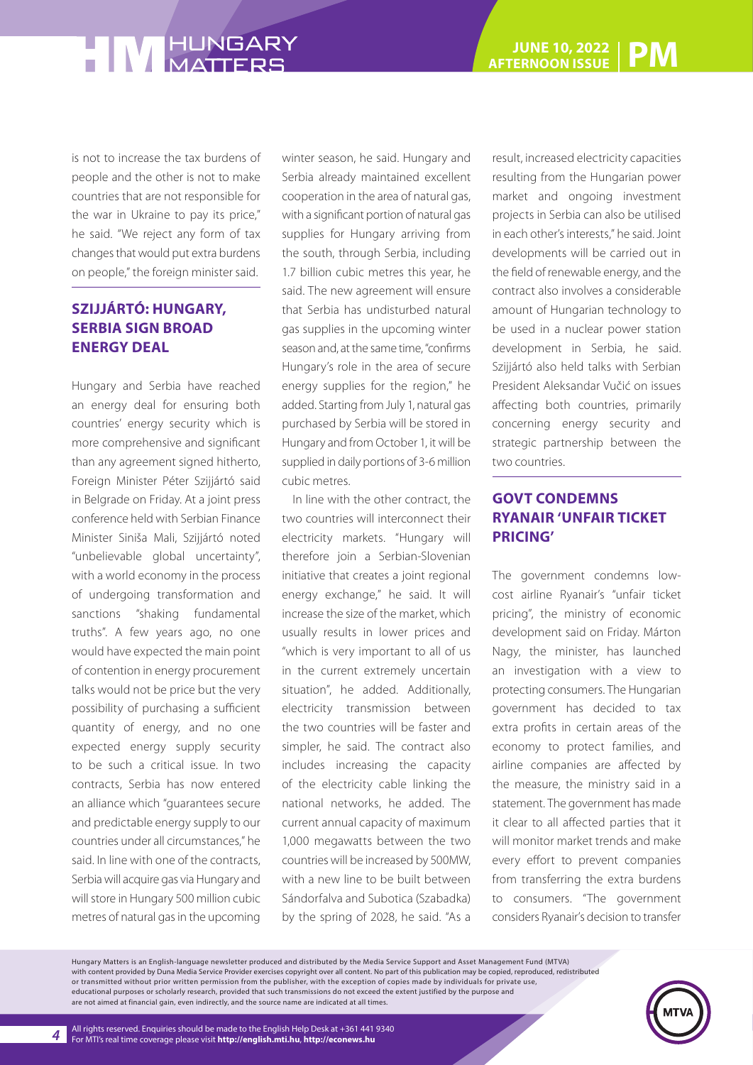is not to increase the tax burdens of people and the other is not to make countries that are not responsible for the war in Ukraine to pay its price," he said. "We reject any form of tax changes that would put extra burdens on people," the foreign minister said.

## SZIJJÁRTÓ: HUNGARY, SERBIA SIGN BROAD ENERGY DEAL

Hungary and Serbia have reached an energy deal for ensuring both countries' energy security which is more comprehensive and significant than any agreement signed hitherto, Foreign Minister Péter Szijjártó said in Belgrade on Friday. At a joint press conference held with Serbian Finance Minister Siniša Mali, Szijjártó noted "unbelievable global uncertainty", with a world economy in the process of undergoing transformation and sanctions "shaking fundamental truths". A few years ago, no one would have expected the main point of contention in energy procurement talks would not be price but the very possibility of purchasing a sufficient quantity of energy, and no one expected energy supply security to be such a critical issue. In two contracts, Serbia has now entered an alliance which "guarantees secure and predictable energy supply to our countries under all circumstances," he said. In line with one of the contracts, Serbia will acquire gas via Hungary and will store in Hungary 500 million cubic metres of natural gas in the upcoming winter season, he said. Hungary and Serbia already maintained excellent cooperation in the area of natural gas, with a significant portion of natural gas supplies for Hungary arriving from the south, through Serbia, including 1.7 billion cubic metres this year, he said. The new agreement will ensure that Serbia has undisturbed natural gas supplies in the upcoming winter season and, at the same time, "confirms Hungary's role in the area of secure energy supplies for the region," he added. Starting from July 1, natural gas purchased by Serbia will be stored in Hungary and from October 1, it will be supplied in daily portions of 3-6 million cubic metres.

In line with the other contract, the two countries will interconnect their electricity markets. "Hungary will therefore join a Serbian-Slovenian initiative that creates a joint regional energy exchange," he said. It will increase the size of the market, which usually results in lower prices and "which is very important to all of us in the current extremely uncertain situation", he added. Additionally, electricity transmission between the two countries will be faster and simpler, he said. The contract also includes increasing the capacity of the electricity cable linking the national networks, he added. The current annual capacity of maximum 1,000 megawatts between the two countries will be increased by 500MW, with a new line to be built between Sándorfalva and Subotica (Szabadka) by the spring of 2028, he said. "As a result, increased electricity capacities resulting from the Hungarian power market and ongoing investment projects in Serbia can also be utilised in each other's interests," he said. Joint developments will be carried out in the field of renewable energy, and the contract also involves a considerable amount of Hungarian technology to be used in a nuclear power station development in Serbia, he said. Szijjártó also held talks with Serbian President Aleksandar Vučić on issues affecting both countries, primarily concerning energy security and strategic partnership between the two countries.

## GOVT CONDEMNS RYANAIR 'UNFAIR TICKET PRICING'

The government condemns low-cost airline Ryanair's "unfair ticket pricing", the ministry of economic development said on Friday. Márton Nagy, the minister, has launched an investigation with a view to protecting consumers. The Hungarian government has decided to tax extra profits in certain areas of the economy to protect families, and airline companies are affected by the measure, the ministry said in a statement. The government has made it clear to all affected parties that it will monitor market trends and make every effort to prevent companies from transferring the extra burdens to consumers. "The government considers Ryanair's decision to transfer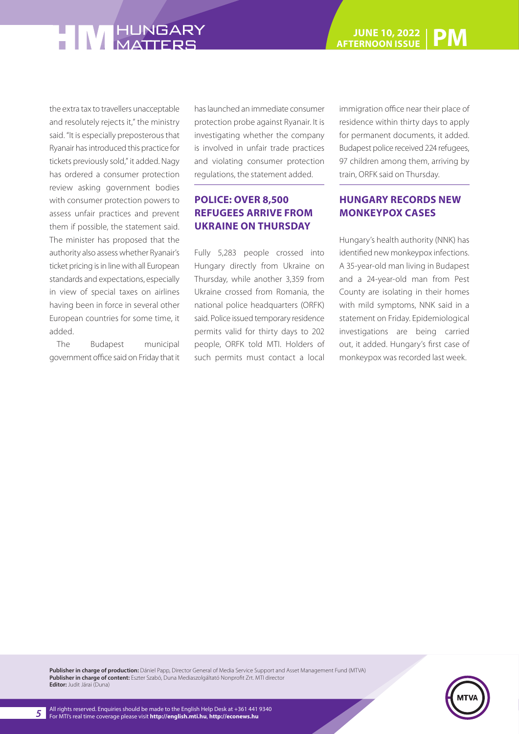the extra tax to travellers unacceptable and resolutely rejects it," the ministry said. "It is especially preposterous that Ryanair has introduced this practice for tickets previously sold," it added. Nagy has ordered a consumer protection review asking government bodies with consumer protection powers to assess unfair practices and prevent them if possible, the statement said. The minister has proposed that the authority also assess whether Ryanair's ticket pricing is in line with all European standards and expectations, especially in view of special taxes on airlines having been in force in several other European countries for some time, it added.

The Budapest municipal government office said on Friday that it has launched an immediate consumer protection probe against Ryanair. It is investigating whether the company is involved in unfair trade practices and violating consumer protection regulations, the statement added.

## POLICE: OVER 8,500 REFUGEES ARRIVE FROM UKRAINE ON THURSDAY

Fully 5,283 people crossed into Hungary directly from Ukraine on Thursday, while another 3,359 from Ukraine crossed from Romania, the national police headquarters (ORFK) said. Police issued temporary residence permits valid for thirty days to 202 people, ORFK told MTI. Holders of such permits must contact a local immigration office near their place of residence within thirty days to apply for permanent documents, it added. Budapest police received 224 refugees, 97 children among them, arriving by train, ORFK said on Thursday.

## HUNGARY RECORDS NEW MONKEYPOX CASES

Hungary's health authority (NNK) has identified new monkeypox infections. A 35-year-old man living in Budapest and a 24-year-old man from Pest County are isolating in their homes with mild symptoms, NNK said in a statement on Friday. Epidemiological investigations are being carried out, it added. Hungary's first case of monkeypox was recorded last week.

**Publisher in charge of production:** Dániel Papp, Director General of Media Service Support and Asset Management Fund (MTVA)
**Publisher in charge of content:** Eszter Szabó, Duna Mediaszolgáltató Nonprofit Zrt. MTI director
**Editor:** Judit Járai (Duna)

All rights reserved. Enquiries should be made to the English Help Desk at +361 441 9340
For MTI's real time coverage please visit **http://english.mti.hu**, **http://econews.hu**